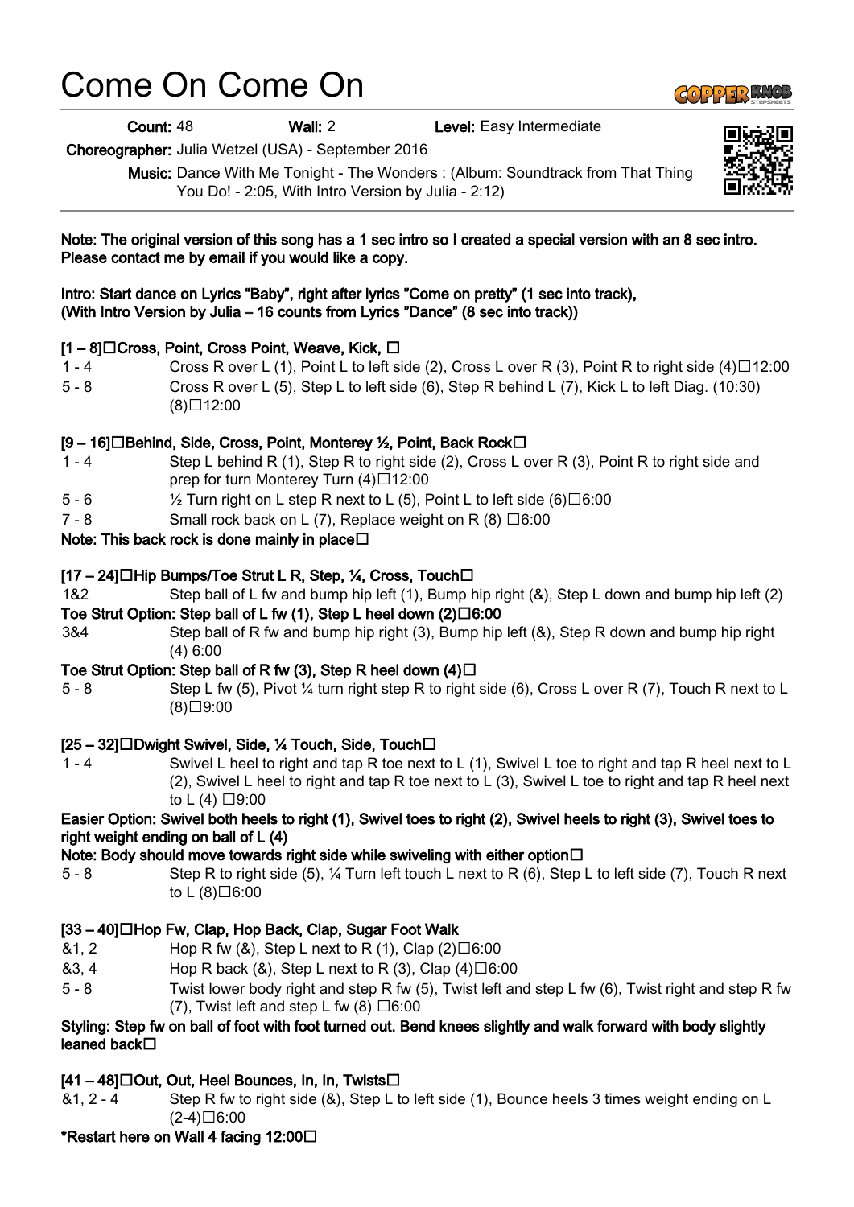# Come On Come On

**Count:** 48 **Wall:** 2 **Level:** Easy Intermediate

**Choreographer:** Julia Wetzel (USA) - September 2016

**Music:** Dance With Me Tonight - The Wonders : (Album: Soundtrack from That Thing You Do! - 2:05, With Intro Version by Julia - 2:12)

**Note: The original version of this song has a 1 sec intro so I created a special version with an 8 sec intro. Please contact me by email if you would like a copy.**

**Intro: Start dance on Lyrics "Baby", right after lyrics "Come on pretty" (1 sec into track), (With Intro Version by Julia – 16 counts from Lyrics "Dance" (8 sec into track))**

**[1 – 8] Cross, Point, Cross Point, Weave, Kick,**

| | |
|---|---|
| 1 - 4 | Cross R over L (1), Point L to left side (2), Cross L over R (3), Point R to right side (4) 12:00 |
| 5 - 8 | Cross R over L (5), Step L to left side (6), Step R behind L (7), Kick L to left Diag. (10:30) (8) 12:00 |

**[9 – 16] Behind, Side, Cross, Point, Monterey ½, Point, Back Rock**

| | |
|---|---|
| 1 - 4 | Step L behind R (1), Step R to right side (2), Cross L over R (3), Point R to right side and prep for turn Monterey Turn (4) 12:00 |
| 5 - 6 | ½ Turn right on L step R next to L (5), Point L to left side (6) 6:00 |
| 7 - 8 | Small rock back on L (7), Replace weight on R (8) 6:00 |

**Note: This back rock is done mainly in place**

**[17 – 24] Hip Bumps/Toe Strut L R, Step, ¼, Cross, Touch**

| | |
|---|---|
| 1&2 | Step ball of L fw and bump hip left (1), Bump hip right (&), Step L down and bump hip left (2) |

**Toe Strut Option: Step ball of L fw (1), Step L heel down (2) 6:00**

| | |
|---|---|
| 3&4 | Step ball of R fw and bump hip right (3), Bump hip left (&), Step R down and bump hip right (4) 6:00 |

**Toe Strut Option: Step ball of R fw (3), Step R heel down (4)**

| | |
|---|---|
| 5 - 8 | Step L fw (5), Pivot ¼ turn right step R to right side (6), Cross L over R (7), Touch R next to L (8) 9:00 |

**[25 – 32] Dwight Swivel, Side, ¼ Touch, Side, Touch**

| | |
|---|---|
| 1 - 4 | Swivel L heel to right and tap R toe next to L (1), Swivel L toe to right and tap R heel next to L (2), Swivel L heel to right and tap R toe next to L (3), Swivel L toe to right and tap R heel next to L (4) 9:00 |

**Easier Option: Swivel both heels to right (1), Swivel toes to right (2), Swivel heels to right (3), Swivel toes to right weight ending on ball of L (4)**

**Note: Body should move towards right side while swiveling with either option**

| | |
|---|---|
| 5 - 8 | Step R to right side (5), ¼ Turn left touch L next to R (6), Step L to left side (7), Touch R next to L (8) 6:00 |

**[33 – 40] Hop Fw, Clap, Hop Back, Clap, Sugar Foot Walk**

| | |
|---|---|
| &1, 2 | Hop R fw (&), Step L next to R (1), Clap (2) 6:00 |
| &3, 4 | Hop R back (&), Step L next to R (3), Clap (4) 6:00 |
| 5 - 8 | Twist lower body right and step R fw (5), Twist left and step L fw (6), Twist right and step R fw (7), Twist left and step L fw (8) 6:00 |

**Styling: Step fw on ball of foot with foot turned out. Bend knees slightly and walk forward with body slightly leaned back**

**[41 – 48] Out, Out, Heel Bounces, In, In, Twists**

| | |
|---|---|
| &1, 2 - 4 | Step R fw to right side (&), Step L to left side (1), Bounce heels 3 times weight ending on L (2-4) 6:00 |

**\*Restart here on Wall 4 facing 12:00**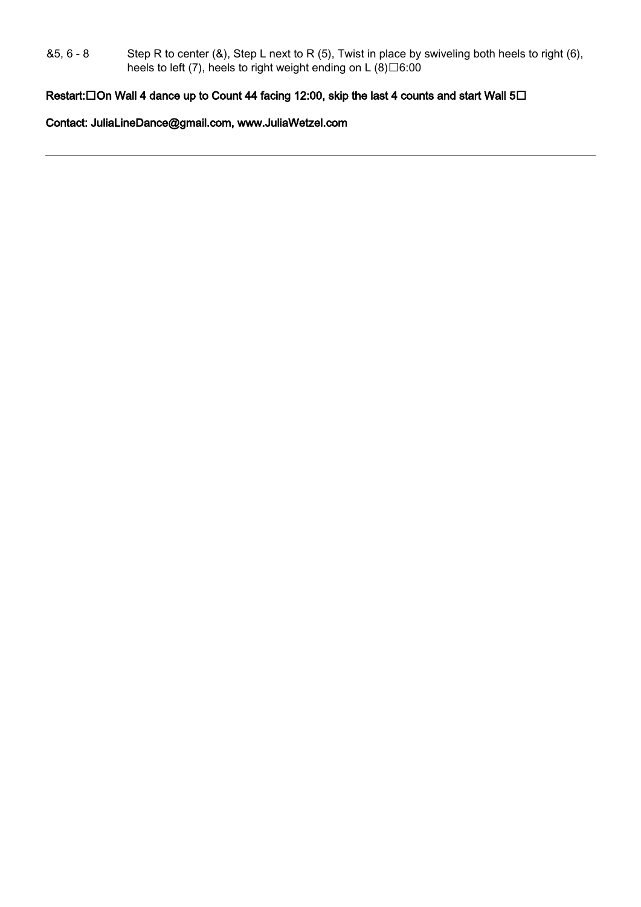&5, 6 - 8 Step R to center (&), Step L next to R (5), Twist in place by swiveling both heels to right (6), heels to left (7), heels to right weight ending on L (8)□6:00

**Restart:□On Wall 4 dance up to Count 44 facing 12:00, skip the last 4 counts and start Wall 5□**

**Contact: JuliaLineDance@gmail.com, www.JuliaWetzel.com**

---